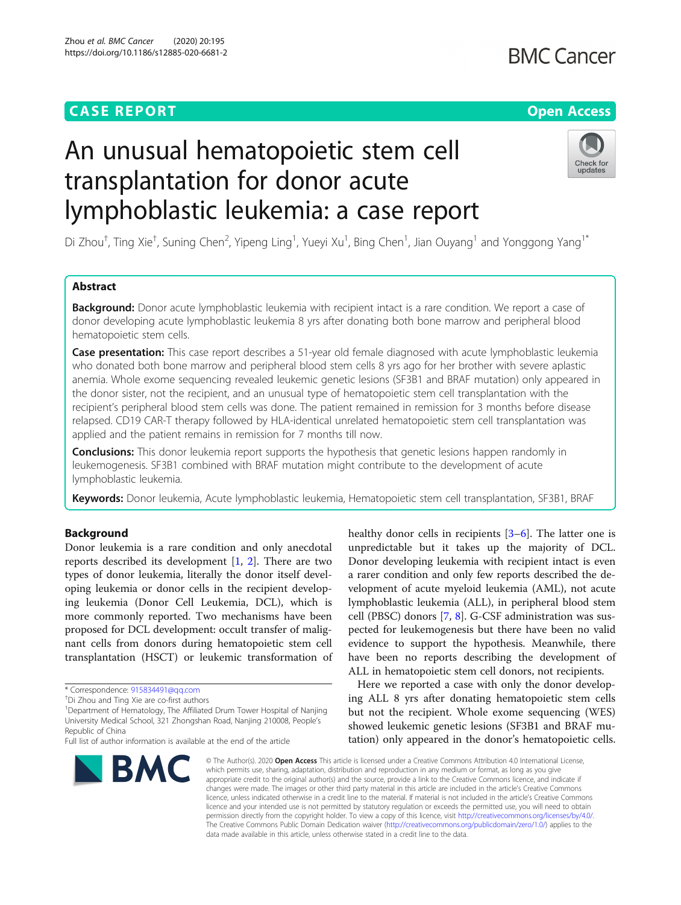CASE REPORT

Open Access

# An unusual hematopoietic stem cell transplantation for donor acute lymphoblastic leukemia: a case report

Di Zhou[†], Ting Xie[†], Suning Chen[2], Yipeng Ling[1], Yueyi Xu[1], Bing Chen[1], Jian Ouyang[1] and Yonggong Yang[1*]

## Abstract

**Background:** Donor acute lymphoblastic leukemia with recipient intact is a rare condition. We report a case of donor developing acute lymphoblastic leukemia 8 yrs after donating both bone marrow and peripheral blood hematopoietic stem cells.

**Case presentation:** This case report describes a 51-year old female diagnosed with acute lymphoblastic leukemia who donated both bone marrow and peripheral blood stem cells 8 yrs ago for her brother with severe aplastic anemia. Whole exome sequencing revealed leukemic genetic lesions (SF3B1 and BRAF mutation) only appeared in the donor sister, not the recipient, and an unusual type of hematopoietic stem cell transplantation with the recipient's peripheral blood stem cells was done. The patient remained in remission for 3 months before disease relapsed. CD19 CAR-T therapy followed by HLA-identical unrelated hematopoietic stem cell transplantation was applied and the patient remains in remission for 7 months till now.

**Conclusions:** This donor leukemia report supports the hypothesis that genetic lesions happen randomly in leukemogenesis. SF3B1 combined with BRAF mutation might contribute to the development of acute lymphoblastic leukemia.

**Keywords:** Donor leukemia, Acute lymphoblastic leukemia, Hematopoietic stem cell transplantation, SF3B1, BRAF

## Background

Donor leukemia is a rare condition and only anecdotal reports described its development [1, 2]. There are two types of donor leukemia, literally the donor itself developing leukemia or donor cells in the recipient developing leukemia (Donor Cell Leukemia, DCL), which is more commonly reported. Two mechanisms have been proposed for DCL development: occult transfer of malignant cells from donors during hematopoietic stem cell transplantation (HSCT) or leukemic transformation of healthy donor cells in recipients [3–6]. The latter one is unpredictable but it takes up the majority of DCL. Donor developing leukemia with recipient intact is even a rarer condition and only few reports described the development of acute myeloid leukemia (AML), not acute lymphoblastic leukemia (ALL), in peripheral blood stem cell (PBSC) donors [7, 8]. G-CSF administration was suspected for leukemogenesis but there have been no valid evidence to support the hypothesis. Meanwhile, there have been no reports describing the development of ALL in hematopoietic stem cell donors, not recipients.

Here we reported a case with only the donor developing ALL 8 yrs after donating hematopoietic stem cells but not the recipient. Whole exome sequencing (WES) showed leukemic genetic lesions (SF3B1 and BRAF mutation) only appeared in the donor's hematopoietic cells.

\* Correspondence: 915834491@qq.com

[†]Di Zhou and Ting Xie are co-first authors

[1]Department of Hematology, The Affiliated Drum Tower Hospital of Nanjing University Medical School, 321 Zhongshan Road, Nanjing 210008, People's Republic of China

Full list of author information is available at the end of the article

© The Author(s). 2020 **Open Access** This article is licensed under a Creative Commons Attribution 4.0 International License, which permits use, sharing, adaptation, distribution and reproduction in any medium or format, as long as you give appropriate credit to the original author(s) and the source, provide a link to the Creative Commons licence, and indicate if changes were made. The images or other third party material in this article are included in the article's Creative Commons licence, unless indicated otherwise in a credit line to the material. If material is not included in the article's Creative Commons licence and your intended use is not permitted by statutory regulation or exceeds the permitted use, you will need to obtain permission directly from the copyright holder. To view a copy of this licence, visit http://creativecommons.org/licenses/by/4.0/. The Creative Commons Public Domain Dedication waiver (http://creativecommons.org/publicdomain/zero/1.0/) applies to the data made available in this article, unless otherwise stated in a credit line to the data.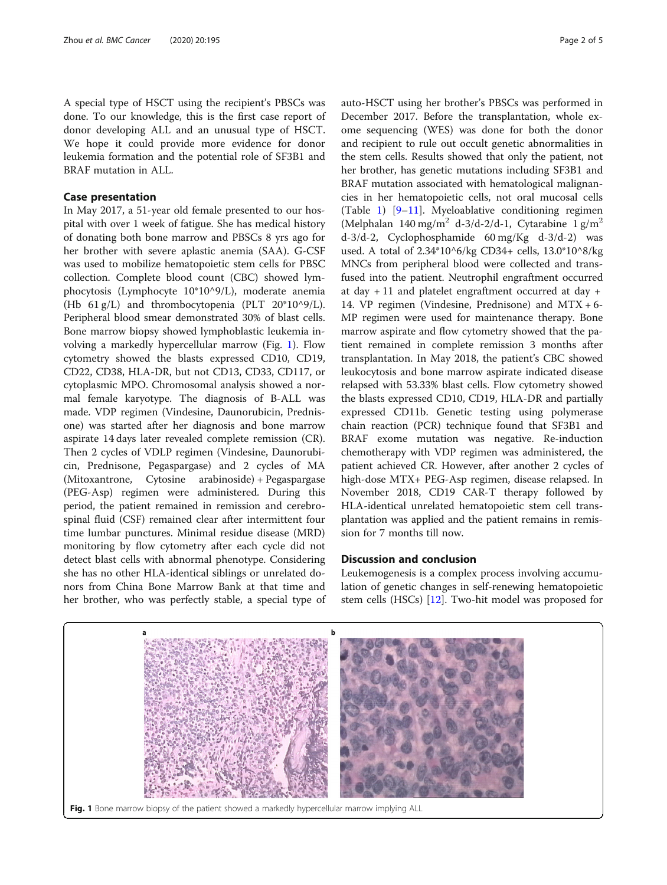A special type of HSCT using the recipient's PBSCs was done. To our knowledge, this is the first case report of donor developing ALL and an unusual type of HSCT. We hope it could provide more evidence for donor leukemia formation and the potential role of SF3B1 and BRAF mutation in ALL.

## Case presentation

In May 2017, a 51-year old female presented to our hospital with over 1 week of fatigue. She has medical history of donating both bone marrow and PBSCs 8 yrs ago for her brother with severe aplastic anemia (SAA). G-CSF was used to mobilize hematopoietic stem cells for PBSC collection. Complete blood count (CBC) showed lymphocytosis (Lymphocyte 10*10^9/L), moderate anemia (Hb 61 g/L) and thrombocytopenia (PLT 20*10^9/L). Peripheral blood smear demonstrated 30% of blast cells. Bone marrow biopsy showed lymphoblastic leukemia involving a markedly hypercellular marrow (Fig. 1). Flow cytometry showed the blasts expressed CD10, CD19, CD22, CD38, HLA-DR, but not CD13, CD33, CD117, or cytoplasmic MPO. Chromosomal analysis showed a normal female karyotype. The diagnosis of B-ALL was made. VDP regimen (Vindesine, Daunorubicin, Prednisone) was started after her diagnosis and bone marrow aspirate 14 days later revealed complete remission (CR). Then 2 cycles of VDLP regimen (Vindesine, Daunorubicin, Prednisone, Pegaspargase) and 2 cycles of MA (Mitoxantrone, Cytosine arabinoside) + Pegaspargase (PEG-Asp) regimen were administered. During this period, the patient remained in remission and cerebrospinal fluid (CSF) remained clear after intermittent four time lumbar punctures. Minimal residue disease (MRD) monitoring by flow cytometry after each cycle did not detect blast cells with abnormal phenotype. Considering she has no other HLA-identical siblings or unrelated donors from China Bone Marrow Bank at that time and her brother, who was perfectly stable, a special type of auto-HSCT using her brother's PBSCs was performed in December 2017. Before the transplantation, whole exome sequencing (WES) was done for both the donor and recipient to rule out occult genetic abnormalities in the stem cells. Results showed that only the patient, not her brother, has genetic mutations including SF3B1 and BRAF mutation associated with hematological malignancies in her hematopoietic cells, not oral mucosal cells (Table 1) [9–11]. Myeloablative conditioning regimen (Melphalan 140 mg/m$^2$ d-3/d-2/d-1, Cytarabine 1 g/m$^2$ d-3/d-2, Cyclophosphamide 60 mg/Kg d-3/d-2) was used. A total of 2.34*10^6/kg CD34+ cells, 13.0*10^8/kg MNCs from peripheral blood were collected and transfused into the patient. Neutrophil engraftment occurred at day + 11 and platelet engraftment occurred at day + 14. VP regimen (Vindesine, Prednisone) and MTX + 6-MP regimen were used for maintenance therapy. Bone marrow aspirate and flow cytometry showed that the patient remained in complete remission 3 months after transplantation. In May 2018, the patient's CBC showed leukocytosis and bone marrow aspirate indicated disease relapsed with 53.33% blast cells. Flow cytometry showed the blasts expressed CD10, CD19, HLA-DR and partially expressed CD11b. Genetic testing using polymerase chain reaction (PCR) technique found that SF3B1 and BRAF exome mutation was negative. Re-induction chemotherapy with VDP regimen was administered, the patient achieved CR. However, after another 2 cycles of high-dose MTX+ PEG-Asp regimen, disease relapsed. In November 2018, CD19 CAR-T therapy followed by HLA-identical unrelated hematopoietic stem cell transplantation was applied and the patient remains in remission for 7 months till now.

## Discussion and conclusion

Leukemogenesis is a complex process involving accumulation of genetic changes in self-renewing hematopoietic stem cells (HSCs) [12]. Two-hit model was proposed for

**Fig. 1** Bone marrow biopsy of the patient showed a markedly hypercellular marrow implying ALL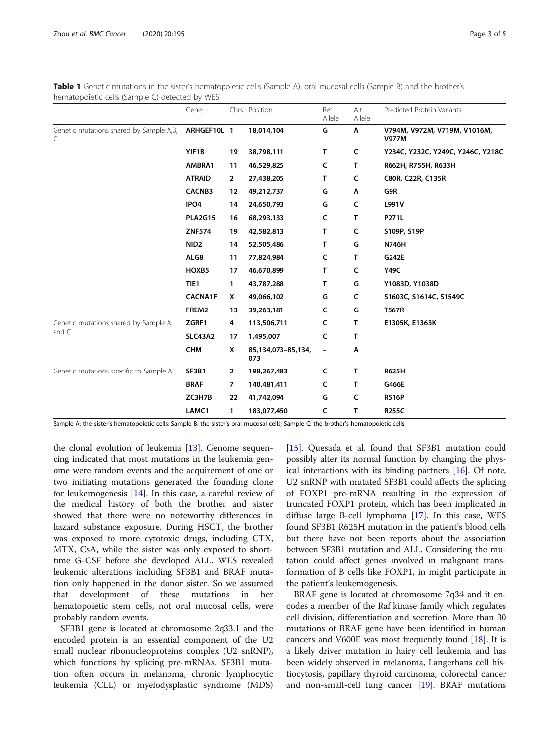**Table 1** Genetic mutations in the sister's hematopoietic cells (Sample A), oral mucosal cells (Sample B) and the brother's hematopoietic cells (Sample C) detected by WES

| | Gene | Chrs | Position | Ref Allele | Alt Allele | Predicted Protein Variants |
|---|---|---|---|---|---|---|
| Genetic mutations shared by Sample A,B, C | **ARHGEF10L** | **1** | **18,014,104** | **G** | **A** | **V794M, V972M, V719M, V1016M, V977M** |
| | **YIF1B** | **19** | **38,798,111** | **T** | **C** | **Y234C, Y232C, Y249C, Y246C, Y218C** |
| | **AMBRA1** | **11** | **46,529,825** | **C** | **T** | **R662H, R755H, R633H** |
| | **ATRAID** | **2** | **27,438,205** | **T** | **C** | **C80R, C22R, C135R** |
| | **CACNB3** | **12** | **49,212,737** | **G** | **A** | **G9R** |
| | **IPO4** | **14** | **24,650,793** | **G** | **C** | **L991V** |
| | **PLA2G15** | **16** | **68,293,133** | **C** | **T** | **P271L** |
| | **ZNF574** | **19** | **42,582,813** | **T** | **C** | **S109P, S19P** |
| | **NID2** | **14** | **52,505,486** | **T** | **G** | **N746H** |
| | **ALG8** | **11** | **77,824,984** | **C** | **T** | **G242E** |
| | **HOXB5** | **17** | **46,670,899** | **T** | **C** | **Y49C** |
| | **TIE1** | **1** | **43,787,288** | **T** | **G** | **Y1083D, Y1038D** |
| | **CACNA1F** | **X** | **49,066,102** | **G** | **C** | **S1603C, S1614C, S1549C** |
| | **FREM2** | **13** | **39,263,181** | **C** | **G** | **T567R** |
| Genetic mutations shared by Sample A and C | **ZGRF1** | **4** | **113,506,711** | **C** | **T** | **E1305K, E1363K** |
| | **SLC43A2** | **17** | **1,495,007** | **C** | **T** | |
| | **CHM** | **X** | **85,134,073–85,134,073** | **–** | **A** | |
| Genetic mutations specific to Sample A | **SF3B1** | **2** | **198,267,483** | **C** | **T** | **R625H** |
| | **BRAF** | **7** | **140,481,411** | **C** | **T** | **G466E** |
| | **ZC3H7B** | **22** | **41,742,094** | **G** | **C** | **R516P** |
| | **LAMC1** | **1** | **183,077,450** | **C** | **T** | **R255C** |

Sample A: the sister's hematopoietic cells; Sample B: the sister's oral mucosal cells; Sample C: the brother's hematopoietic cells

the clonal evolution of leukemia [13]. Genome sequencing indicated that most mutations in the leukemia genome were random events and the acquirement of one or two initiating mutations generated the founding clone for leukemogenesis [14]. In this case, a careful review of the medical history of both the brother and sister showed that there were no noteworthy differences in hazard substance exposure. During HSCT, the brother was exposed to more cytotoxic drugs, including CTX, MTX, CsA, while the sister was only exposed to short-time G-CSF before she developed ALL. WES revealed leukemic alterations including SF3B1 and BRAF mutation only happened in the donor sister. So we assumed that development of these mutations in her hematopoietic stem cells, not oral mucosal cells, were probably random events.

SF3B1 gene is located at chromosome 2q33.1 and the encoded protein is an essential component of the U2 small nuclear ribonucleoproteins complex (U2 snRNP), which functions by splicing pre-mRNAs. SF3B1 mutation often occurs in melanoma, chronic lymphocytic leukemia (CLL) or myelodysplastic syndrome (MDS) [15]. Quesada et al. found that SF3B1 mutation could possibly alter its normal function by changing the physical interactions with its binding partners [16]. Of note, U2 snRNP with mutated SF3B1 could affects the splicing of FOXP1 pre-mRNA resulting in the expression of truncated FOXP1 protein, which has been implicated in diffuse large B-cell lymphoma [17]. In this case, WES found SF3B1 R625H mutation in the patient's blood cells but there have not been reports about the association between SF3B1 mutation and ALL. Considering the mutation could affect genes involved in malignant transformation of B cells like FOXP1, in might participate in the patient's leukemogenesis.

BRAF gene is located at chromosome 7q34 and it encodes a member of the Raf kinase family which regulates cell division, differentiation and secretion. More than 30 mutations of BRAF gene have been identified in human cancers and V600E was most frequently found [18]. It is a likely driver mutation in hairy cell leukemia and has been widely observed in melanoma, Langerhans cell histiocytosis, papillary thyroid carcinoma, colorectal cancer and non-small-cell lung cancer [19]. BRAF mutations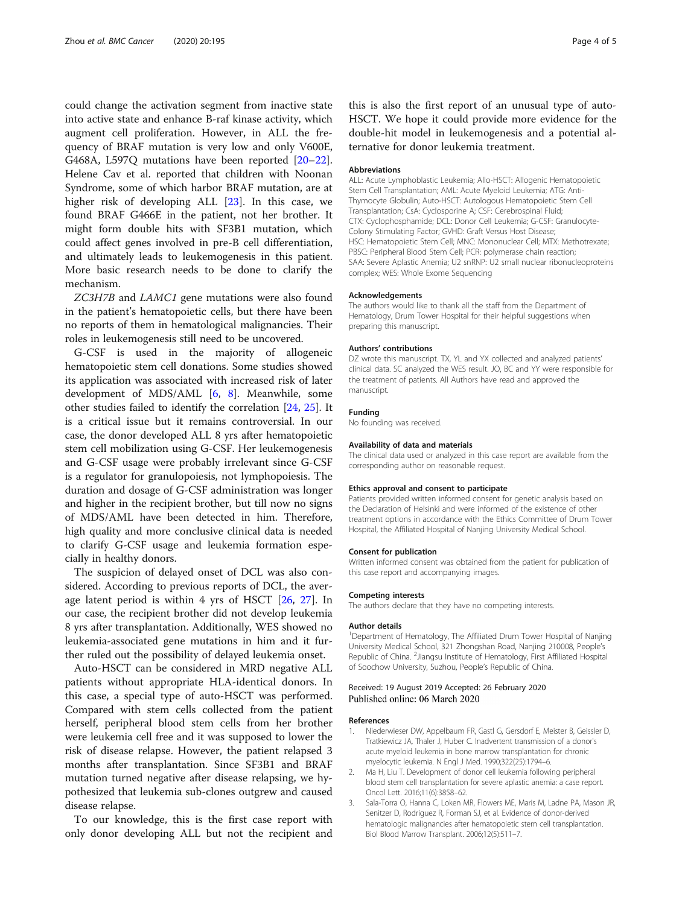could change the activation segment from inactive state into active state and enhance B-raf kinase activity, which augment cell proliferation. However, in ALL the frequency of BRAF mutation is very low and only V600E, G468A, L597Q mutations have been reported [20–22]. Helene Cav et al. reported that children with Noonan Syndrome, some of which harbor BRAF mutation, are at higher risk of developing ALL [23]. In this case, we found BRAF G466E in the patient, not her brother. It might form double hits with SF3B1 mutation, which could affect genes involved in pre-B cell differentiation, and ultimately leads to leukemogenesis in this patient. More basic research needs to be done to clarify the mechanism.

*ZC3H7B* and *LAMC1* gene mutations were also found in the patient's hematopoietic cells, but there have been no reports of them in hematological malignancies. Their roles in leukemogenesis still need to be uncovered.

G-CSF is used in the majority of allogeneic hematopoietic stem cell donations. Some studies showed its application was associated with increased risk of later development of MDS/AML [6, 8]. Meanwhile, some other studies failed to identify the correlation [24, 25]. It is a critical issue but it remains controversial. In our case, the donor developed ALL 8 yrs after hematopoietic stem cell mobilization using G-CSF. Her leukemogenesis and G-CSF usage were probably irrelevant since G-CSF is a regulator for granulopoiesis, not lymphopoiesis. The duration and dosage of G-CSF administration was longer and higher in the recipient brother, but till now no signs of MDS/AML have been detected in him. Therefore, high quality and more conclusive clinical data is needed to clarify G-CSF usage and leukemia formation especially in healthy donors.

The suspicion of delayed onset of DCL was also considered. According to previous reports of DCL, the average latent period is within 4 yrs of HSCT [26, 27]. In our case, the recipient brother did not develop leukemia 8 yrs after transplantation. Additionally, WES showed no leukemia-associated gene mutations in him and it further ruled out the possibility of delayed leukemia onset.

Auto-HSCT can be considered in MRD negative ALL patients without appropriate HLA-identical donors. In this case, a special type of auto-HSCT was performed. Compared with stem cells collected from the patient herself, peripheral blood stem cells from her brother were leukemia cell free and it was supposed to lower the risk of disease relapse. However, the patient relapsed 3 months after transplantation. Since SF3B1 and BRAF mutation turned negative after disease relapsing, we hypothesized that leukemia sub-clones outgrew and caused disease relapse.

To our knowledge, this is the first case report with only donor developing ALL but not the recipient and this is also the first report of an unusual type of auto-HSCT. We hope it could provide more evidence for the double-hit model in leukemogenesis and a potential alternative for donor leukemia treatment.

#### Abbreviations

ALL: Acute Lymphoblastic Leukemia; Allo-HSCT: Allogenic Hematopoietic Stem Cell Transplantation; AML: Acute Myeloid Leukemia; ATG: Anti-Thymocyte Globulin; Auto-HSCT: Autologous Hematopoietic Stem Cell Transplantation; CsA: Cyclosporine A; CSF: Cerebrospinal Fluid; CTX: Cyclophosphamide; DCL: Donor Cell Leukemia; G-CSF: Granulocyte-Colony Stimulating Factor; GVHD: Graft Versus Host Disease; HSC: Hematopoietic Stem Cell; MNC: Mononuclear Cell; MTX: Methotrexate; PBSC: Peripheral Blood Stem Cell; PCR: polymerase chain reaction; SAA: Severe Aplastic Anemia; U2 snRNP: U2 small nuclear ribonucleoproteins complex; WES: Whole Exome Sequencing

#### Acknowledgements

The authors would like to thank all the staff from the Department of Hematology, Drum Tower Hospital for their helpful suggestions when preparing this manuscript.

#### Authors' contributions

DZ wrote this manuscript. TX, YL and YX collected and analyzed patients' clinical data. SC analyzed the WES result. JO, BC and YY were responsible for the treatment of patients. All Authors have read and approved the manuscript.

#### Funding

No founding was received.

#### Availability of data and materials

The clinical data used or analyzed in this case report are available from the corresponding author on reasonable request.

#### Ethics approval and consent to participate

Patients provided written informed consent for genetic analysis based on the Declaration of Helsinki and were informed of the existence of other treatment options in accordance with the Ethics Committee of Drum Tower Hospital, the Affiliated Hospital of Nanjing University Medical School.

#### Consent for publication

Written informed consent was obtained from the patient for publication of this case report and accompanying images.

#### Competing interests

The authors declare that they have no competing interests.

#### Author details

[1]Department of Hematology, The Affiliated Drum Tower Hospital of Nanjing University Medical School, 321 Zhongshan Road, Nanjing 210008, People's Republic of China. [2]Jiangsu Institute of Hematology, First Affiliated Hospital of Soochow University, Suzhou, People's Republic of China.

Received: 19 August 2019 Accepted: 26 February 2020
Published online: 06 March 2020

#### References

1. Niederwieser DW, Appelbaum FR, Gastl G, Gersdorf E, Meister B, Geissler D, Tratkiewicz JA, Thaler J, Huber C. Inadvertent transmission of a donor's acute myeloid leukemia in bone marrow transplantation for chronic myelocytic leukemia. N Engl J Med. 1990;322(25):1794–6.
2. Ma H, Liu T. Development of donor cell leukemia following peripheral blood stem cell transplantation for severe aplastic anemia: a case report. Oncol Lett. 2016;11(6):3858–62.
3. Sala-Torra O, Hanna C, Loken MR, Flowers ME, Maris M, Ladne PA, Mason JR, Senitzer D, Rodriguez R, Forman SJ, et al. Evidence of donor-derived hematologic malignancies after hematopoietic stem cell transplantation. Biol Blood Marrow Transplant. 2006;12(5):511–7.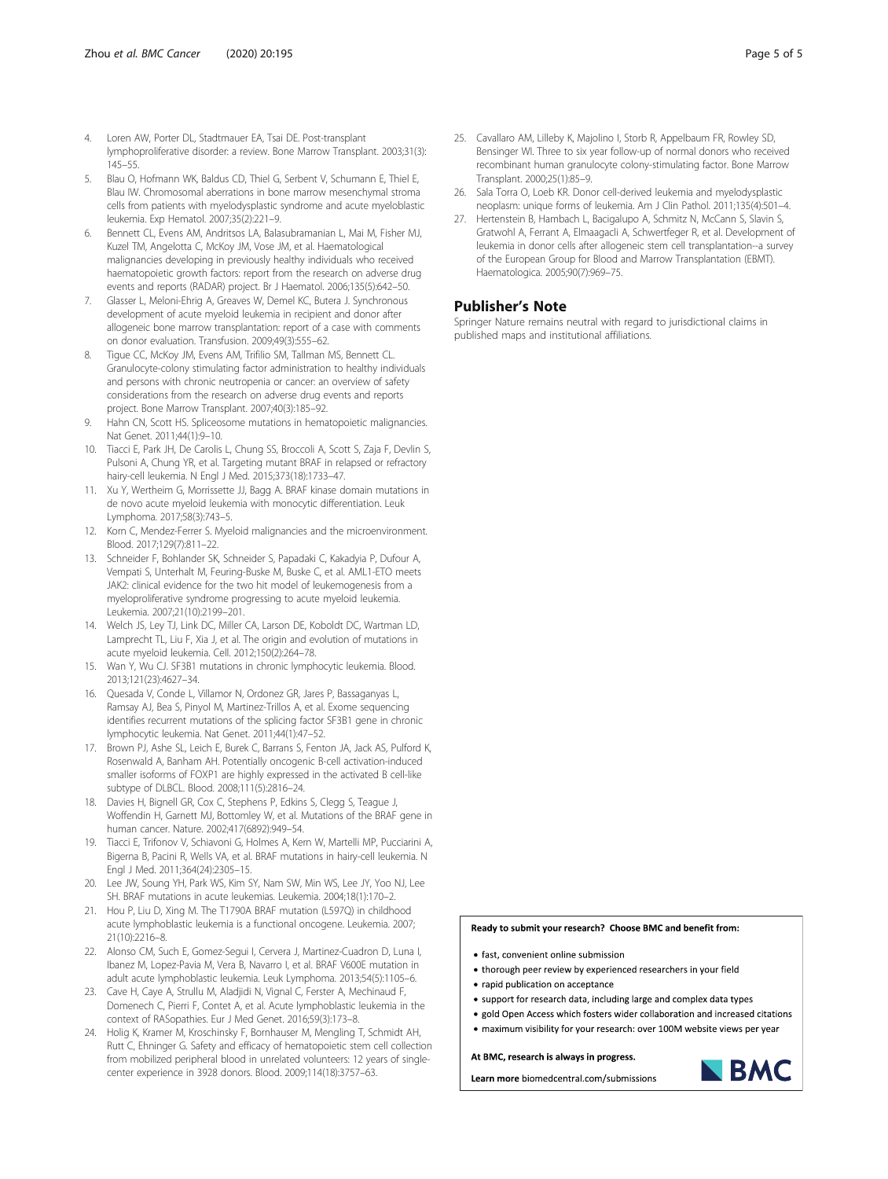4. Loren AW, Porter DL, Stadtmauer EA, Tsai DE. Post-transplant lymphoproliferative disorder: a review. Bone Marrow Transplant. 2003;31(3): 145–55.
5. Blau O, Hofmann WK, Baldus CD, Thiel G, Serbent V, Schumann E, Thiel E, Blau IW. Chromosomal aberrations in bone marrow mesenchymal stroma cells from patients with myelodysplastic syndrome and acute myeloblastic leukemia. Exp Hematol. 2007;35(2):221–9.
6. Bennett CL, Evens AM, Andritsos LA, Balasubramanian L, Mai M, Fisher MJ, Kuzel TM, Angelotta C, McKoy JM, Vose JM, et al. Haematological malignancies developing in previously healthy individuals who received haematopoietic growth factors: report from the research on adverse drug events and reports (RADAR) project. Br J Haematol. 2006;135(5):642–50.
7. Glasser L, Meloni-Ehrig A, Greaves W, Demel KC, Butera J. Synchronous development of acute myeloid leukemia in recipient and donor after allogeneic bone marrow transplantation: report of a case with comments on donor evaluation. Transfusion. 2009;49(3):555–62.
8. Tigue CC, McKoy JM, Evens AM, Trifilio SM, Tallman MS, Bennett CL. Granulocyte-colony stimulating factor administration to healthy individuals and persons with chronic neutropenia or cancer: an overview of safety considerations from the research on adverse drug events and reports project. Bone Marrow Transplant. 2007;40(3):185–92.
9. Hahn CN, Scott HS. Spliceosome mutations in hematopoietic malignancies. Nat Genet. 2011;44(1):9–10.
10. Tiacci E, Park JH, De Carolis L, Chung SS, Broccoli A, Scott S, Zaja F, Devlin S, Pulsoni A, Chung YR, et al. Targeting mutant BRAF in relapsed or refractory hairy-cell leukemia. N Engl J Med. 2015;373(18):1733–47.
11. Xu Y, Wertheim G, Morrissette JJ, Bagg A. BRAF kinase domain mutations in de novo acute myeloid leukemia with monocytic differentiation. Leuk Lymphoma. 2017;58(3):743–5.
12. Korn C, Mendez-Ferrer S. Myeloid malignancies and the microenvironment. Blood. 2017;129(7):811–22.
13. Schneider F, Bohlander SK, Schneider S, Papadaki C, Kakadyia P, Dufour A, Vempati S, Unterhalt M, Feuring-Buske M, Buske C, et al. AML1-ETO meets JAK2: clinical evidence for the two hit model of leukemogenesis from a myeloproliferative syndrome progressing to acute myeloid leukemia. Leukemia. 2007;21(10):2199–201.
14. Welch JS, Ley TJ, Link DC, Miller CA, Larson DE, Koboldt DC, Wartman LD, Lamprecht TL, Liu F, Xia J, et al. The origin and evolution of mutations in acute myeloid leukemia. Cell. 2012;150(2):264–78.
15. Wan Y, Wu CJ. SF3B1 mutations in chronic lymphocytic leukemia. Blood. 2013;121(23):4627–34.
16. Quesada V, Conde L, Villamor N, Ordonez GR, Jares P, Bassaganyas L, Ramsay AJ, Bea S, Pinyol M, Martinez-Trillos A, et al. Exome sequencing identifies recurrent mutations of the splicing factor SF3B1 gene in chronic lymphocytic leukemia. Nat Genet. 2011;44(1):47–52.
17. Brown PJ, Ashe SL, Leich E, Burek C, Barrans S, Fenton JA, Jack AS, Pulford K, Rosenwald A, Banham AH. Potentially oncogenic B-cell activation-induced smaller isoforms of FOXP1 are highly expressed in the activated B cell-like subtype of DLBCL. Blood. 2008;111(5):2816–24.
18. Davies H, Bignell GR, Cox C, Stephens P, Edkins S, Clegg S, Teague J, Woffendin H, Garnett MJ, Bottomley W, et al. Mutations of the BRAF gene in human cancer. Nature. 2002;417(6892):949–54.
19. Tiacci E, Trifonov V, Schiavoni G, Holmes A, Kern W, Martelli MP, Pucciarini A, Bigerna B, Pacini R, Wells VA, et al. BRAF mutations in hairy-cell leukemia. N Engl J Med. 2011;364(24):2305–15.
20. Lee JW, Soung YH, Park WS, Kim SY, Nam SW, Min WS, Lee JY, Yoo NJ, Lee SH. BRAF mutations in acute leukemias. Leukemia. 2004;18(1):170–2.
21. Hou P, Liu D, Xing M. The T1790A BRAF mutation (L597Q) in childhood acute lymphoblastic leukemia is a functional oncogene. Leukemia. 2007; 21(10):2216–8.
22. Alonso CM, Such E, Gomez-Segui I, Cervera J, Martinez-Cuadron D, Luna I, Ibanez M, Lopez-Pavia M, Vera B, Navarro I, et al. BRAF V600E mutation in adult acute lymphoblastic leukemia. Leuk Lymphoma. 2013;54(5):1105–6.
23. Cave H, Caye A, Strullu M, Aladjidi N, Vignal C, Ferster A, Mechinaud F, Domenech C, Pierri F, Contet A, et al. Acute lymphoblastic leukemia in the context of RASopathies. Eur J Med Genet. 2016;59(3):173–8.
24. Holig K, Kramer M, Kroschinsky F, Bornhauser M, Mengling T, Schmidt AH, Rutt C, Ehninger G. Safety and efficacy of hematopoietic stem cell collection from mobilized peripheral blood in unrelated volunteers: 12 years of single-center experience in 3928 donors. Blood. 2009;114(18):3757–63.
25. Cavallaro AM, Lilleby K, Majolino I, Storb R, Appelbaum FR, Rowley SD, Bensinger WI. Three to six year follow-up of normal donors who received recombinant human granulocyte colony-stimulating factor. Bone Marrow Transplant. 2000;25(1):85–9.
26. Sala Torra O, Loeb KR. Donor cell-derived leukemia and myelodysplastic neoplasm: unique forms of leukemia. Am J Clin Pathol. 2011;135(4):501–4.
27. Hertenstein B, Hambach L, Bacigalupo A, Schmitz N, McCann S, Slavin S, Gratwohl A, Ferrant A, Elmaagacli A, Schwertfeger R, et al. Development of leukemia in donor cells after allogeneic stem cell transplantation--a survey of the European Group for Blood and Marrow Transplantation (EBMT). Haematologica. 2005;90(7):969–75.

## Publisher's Note

Springer Nature remains neutral with regard to jurisdictional claims in published maps and institutional affiliations.

**Ready to submit your research? Choose BMC and benefit from:**

- fast, convenient online submission
- thorough peer review by experienced researchers in your field
- rapid publication on acceptance
- support for research data, including large and complex data types
- gold Open Access which fosters wider collaboration and increased citations
- maximum visibility for your research: over 100M website views per year

**At BMC, research is always in progress.**

**Learn more** biomedcentral.com/submissions

BMC